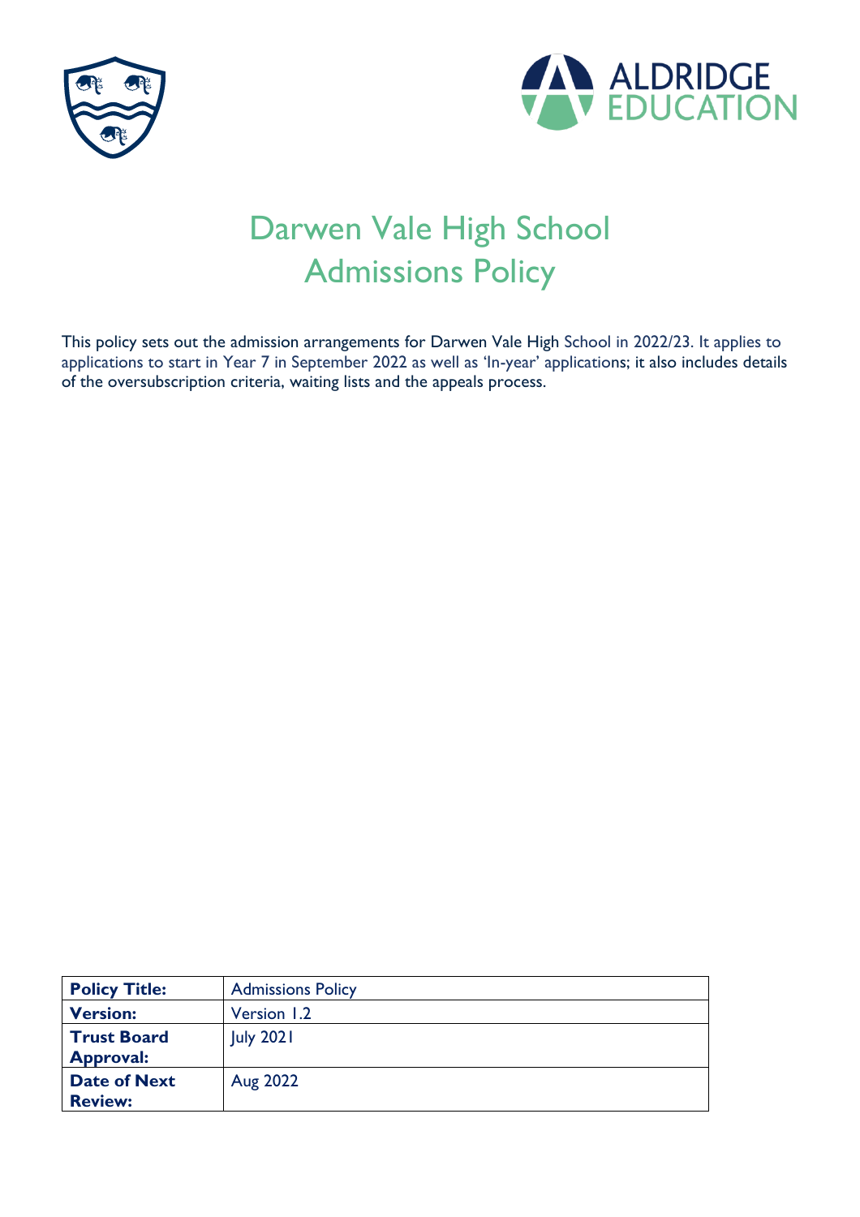# Darwen Vale High School Admissions Policy

This policy sets out the admission arrangements for Darwen Vale High School in 2022/23. It applies to applications to start in Year 7 in September 2022 as well as 'In-year' applications; it also includes details of the oversubscription criteria, waiting lists and the appeals process.

| **Policy Title:** | Admissions Policy |
|---|---|
| **Version:** | Version 1.2 |
| **Trust Board Approval:** | July 2021 |
| **Date of Next Review:** | Aug 2022 |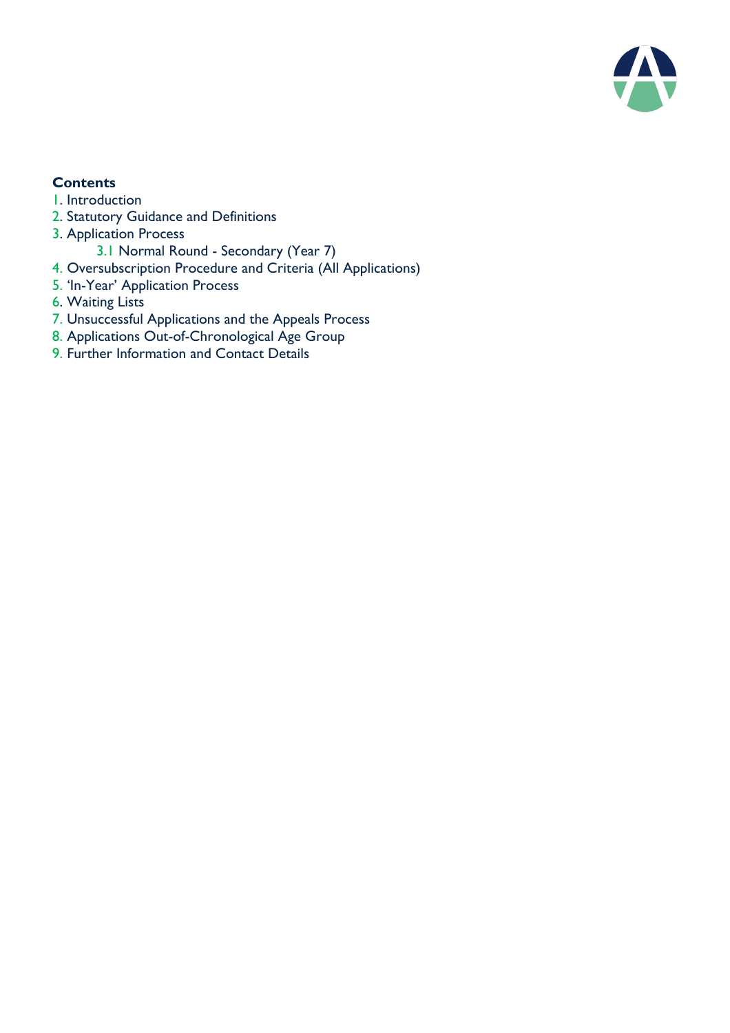**Contents**

1. Introduction
2. Statutory Guidance and Definitions
3. Application Process
    - 3.1 Normal Round - Secondary (Year 7)
4. Oversubscription Procedure and Criteria (All Applications)
5. 'In-Year' Application Process
6. Waiting Lists
7. Unsuccessful Applications and the Appeals Process
8. Applications Out-of-Chronological Age Group
9. Further Information and Contact Details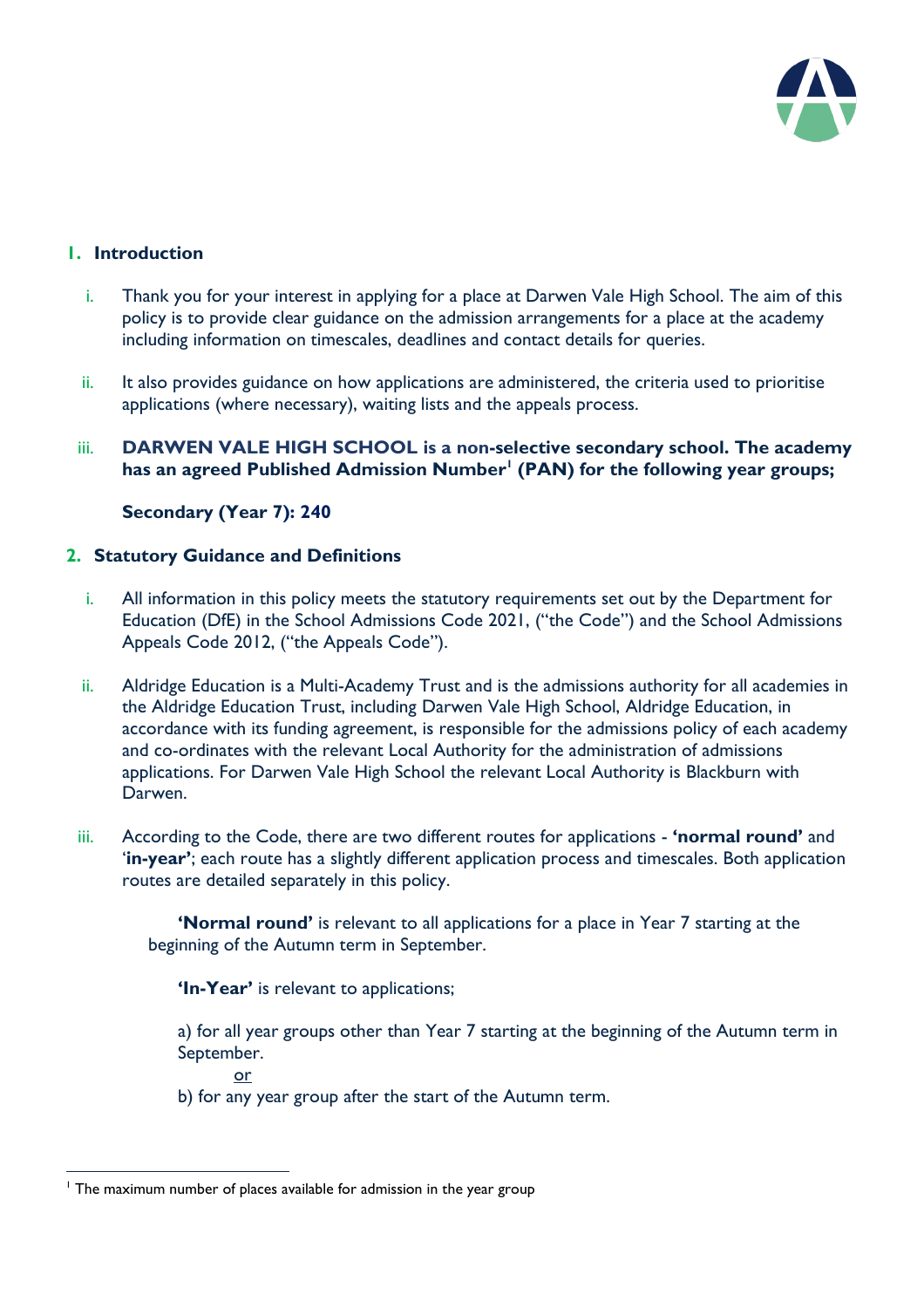## 1. Introduction

i. Thank you for your interest in applying for a place at Darwen Vale High School. The aim of this policy is to provide clear guidance on the admission arrangements for a place at the academy including information on timescales, deadlines and contact details for queries.

ii. It also provides guidance on how applications are administered, the criteria used to prioritise applications (where necessary), waiting lists and the appeals process.

iii. **DARWEN VALE HIGH SCHOOL is a non-selective secondary school. The academy has an agreed Published Admission Number[1] (PAN) for the following year groups;**

**Secondary (Year 7): 240**

## 2. Statutory Guidance and Definitions

i. All information in this policy meets the statutory requirements set out by the Department for Education (DfE) in the School Admissions Code 2021, ("the Code") and the School Admissions Appeals Code 2012, ("the Appeals Code").

ii. Aldridge Education is a Multi-Academy Trust and is the admissions authority for all academies in the Aldridge Education Trust, including Darwen Vale High School, Aldridge Education, in accordance with its funding agreement, is responsible for the admissions policy of each academy and co-ordinates with the relevant Local Authority for the administration of admissions applications. For Darwen Vale High School the relevant Local Authority is Blackburn with Darwen.

iii. According to the Code, there are two different routes for applications - **'normal round'** and '**in-year'**; each route has a slightly different application process and timescales. Both application routes are detailed separately in this policy.

**'Normal round'** is relevant to all applications for a place in Year 7 starting at the beginning of the Autumn term in September.

**'In-Year'** is relevant to applications;

a) for all year groups other than Year 7 starting at the beginning of the Autumn term in September.

or

b) for any year group after the start of the Autumn term.

---

[1] The maximum number of places available for admission in the year group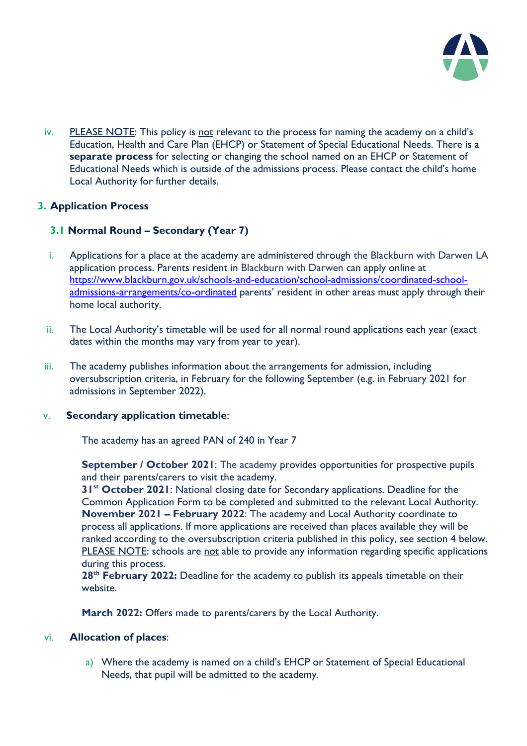iv. PLEASE NOTE: This policy is not relevant to the process for naming the academy on a child's Education, Health and Care Plan (EHCP) or Statement of Special Educational Needs. There is a **separate process** for selecting or changing the school named on an EHCP or Statement of Educational Needs which is outside of the admissions process. Please contact the child's home Local Authority for further details.

## 3. Application Process

### 3.1 Normal Round – Secondary (Year 7)

i. Applications for a place at the academy are administered through the Blackburn with Darwen LA application process. Parents resident in Blackburn with Darwen can apply online at https://www.blackburn.gov.uk/schools-and-education/school-admissions/coordinated-school-admissions-arrangements/co-ordinated parents' resident in other areas must apply through their home local authority.

ii. The Local Authority's timetable will be used for all normal round applications each year (exact dates within the months may vary from year to year).

iii. The academy publishes information about the arrangements for admission, including oversubscription criteria, in February for the following September (e.g. in February 2021 for admissions in September 2022).

v. **Secondary application timetable**:

The academy has an agreed PAN of 240 in Year 7

**September / October 2021**: The academy provides opportunities for prospective pupils and their parents/carers to visit the academy.
**31st October 2021**: National closing date for Secondary applications. Deadline for the Common Application Form to be completed and submitted to the relevant Local Authority.
**November 2021 – February 2022**: The academy and Local Authority coordinate to process all applications. If more applications are received than places available they will be ranked according to the oversubscription criteria published in this policy, see section 4 below. PLEASE NOTE: schools are not able to provide any information regarding specific applications during this process.
**28th February 2022:** Deadline for the academy to publish its appeals timetable on their website.

**March 2022:** Offers made to parents/carers by the Local Authority.

vi. **Allocation of places**:

a) Where the academy is named on a child's EHCP or Statement of Special Educational Needs, that pupil will be admitted to the academy.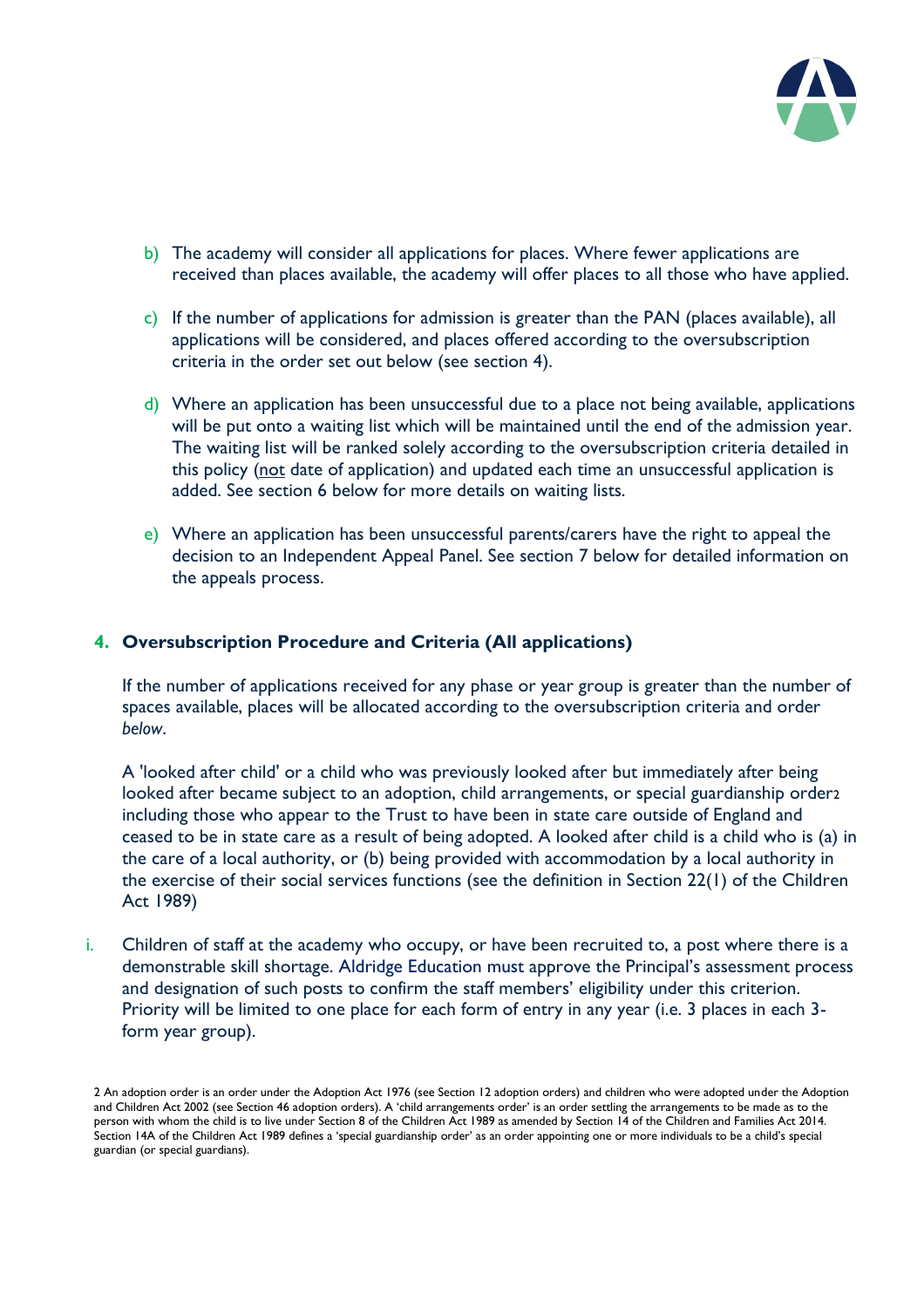b) The academy will consider all applications for places. Where fewer applications are received than places available, the academy will offer places to all those who have applied.

c) If the number of applications for admission is greater than the PAN (places available), all applications will be considered, and places offered according to the oversubscription criteria in the order set out below (see section 4).

d) Where an application has been unsuccessful due to a place not being available, applications will be put onto a waiting list which will be maintained until the end of the admission year. The waiting list will be ranked solely according to the oversubscription criteria detailed in this policy (not date of application) and updated each time an unsuccessful application is added. See section 6 below for more details on waiting lists.

e) Where an application has been unsuccessful parents/carers have the right to appeal the decision to an Independent Appeal Panel. See section 7 below for detailed information on the appeals process.

## 4. Oversubscription Procedure and Criteria (All applications)

If the number of applications received for any phase or year group is greater than the number of spaces available, places will be allocated according to the oversubscription criteria and order *below*.

A 'looked after child' or a child who was previously looked after but immediately after being looked after became subject to an adoption, child arrangements, or special guardianship order[2] including those who appear to the Trust to have been in state care outside of England and ceased to be in state care as a result of being adopted. A looked after child is a child who is (a) in the care of a local authority, or (b) being provided with accommodation by a local authority in the exercise of their social services functions (see the definition in Section 22(1) of the Children Act 1989)

i. Children of staff at the academy who occupy, or have been recruited to, a post where there is a demonstrable skill shortage. Aldridge Education must approve the Principal's assessment process and designation of such posts to confirm the staff members' eligibility under this criterion. Priority will be limited to one place for each form of entry in any year (i.e. 3 places in each 3-form year group).

2 An adoption order is an order under the Adoption Act 1976 (see Section 12 adoption orders) and children who were adopted under the Adoption and Children Act 2002 (see Section 46 adoption orders). A 'child arrangements order' is an order settling the arrangements to be made as to the person with whom the child is to live under Section 8 of the Children Act 1989 as amended by Section 14 of the Children and Families Act 2014. Section 14A of the Children Act 1989 defines a 'special guardianship order' as an order appointing one or more individuals to be a child's special guardian (or special guardians).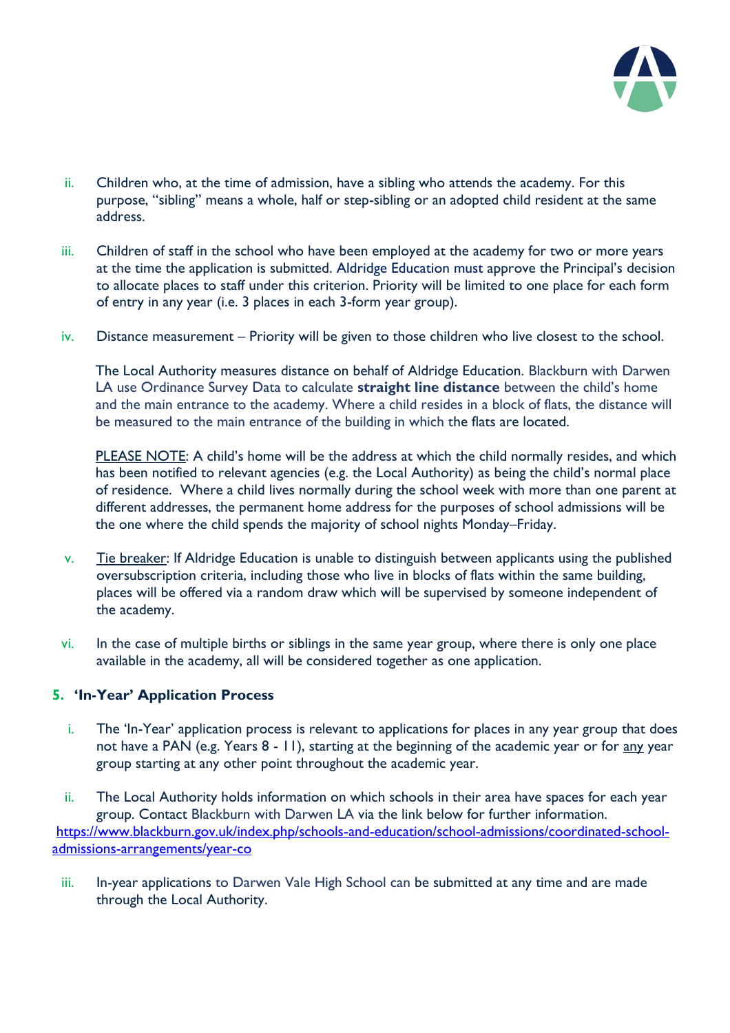ii. Children who, at the time of admission, have a sibling who attends the academy. For this purpose, "sibling" means a whole, half or step-sibling or an adopted child resident at the same address.

iii. Children of staff in the school who have been employed at the academy for two or more years at the time the application is submitted. Aldridge Education must approve the Principal's decision to allocate places to staff under this criterion. Priority will be limited to one place for each form of entry in any year (i.e. 3 places in each 3-form year group).

iv. Distance measurement – Priority will be given to those children who live closest to the school.

The Local Authority measures distance on behalf of Aldridge Education. Blackburn with Darwen LA use Ordinance Survey Data to calculate **straight line distance** between the child's home and the main entrance to the academy. Where a child resides in a block of flats, the distance will be measured to the main entrance of the building in which the flats are located.

PLEASE NOTE: A child's home will be the address at which the child normally resides, and which has been notified to relevant agencies (e.g. the Local Authority) as being the child's normal place of residence. Where a child lives normally during the school week with more than one parent at different addresses, the permanent home address for the purposes of school admissions will be the one where the child spends the majority of school nights Monday–Friday.

v. Tie breaker: If Aldridge Education is unable to distinguish between applicants using the published oversubscription criteria, including those who live in blocks of flats within the same building, places will be offered via a random draw which will be supervised by someone independent of the academy.

vi. In the case of multiple births or siblings in the same year group, where there is only one place available in the academy, all will be considered together as one application.

## 5. 'In-Year' Application Process

i. The 'In-Year' application process is relevant to applications for places in any year group that does not have a PAN (e.g. Years 8 - 11), starting at the beginning of the academic year or for any year group starting at any other point throughout the academic year.

ii. The Local Authority holds information on which schools in their area have spaces for each year group. Contact Blackburn with Darwen LA via the link below for further information.
https://www.blackburn.gov.uk/index.php/schools-and-education/school-admissions/coordinated-school-admissions-arrangements/year-co

iii. In-year applications to Darwen Vale High School can be submitted at any time and are made through the Local Authority.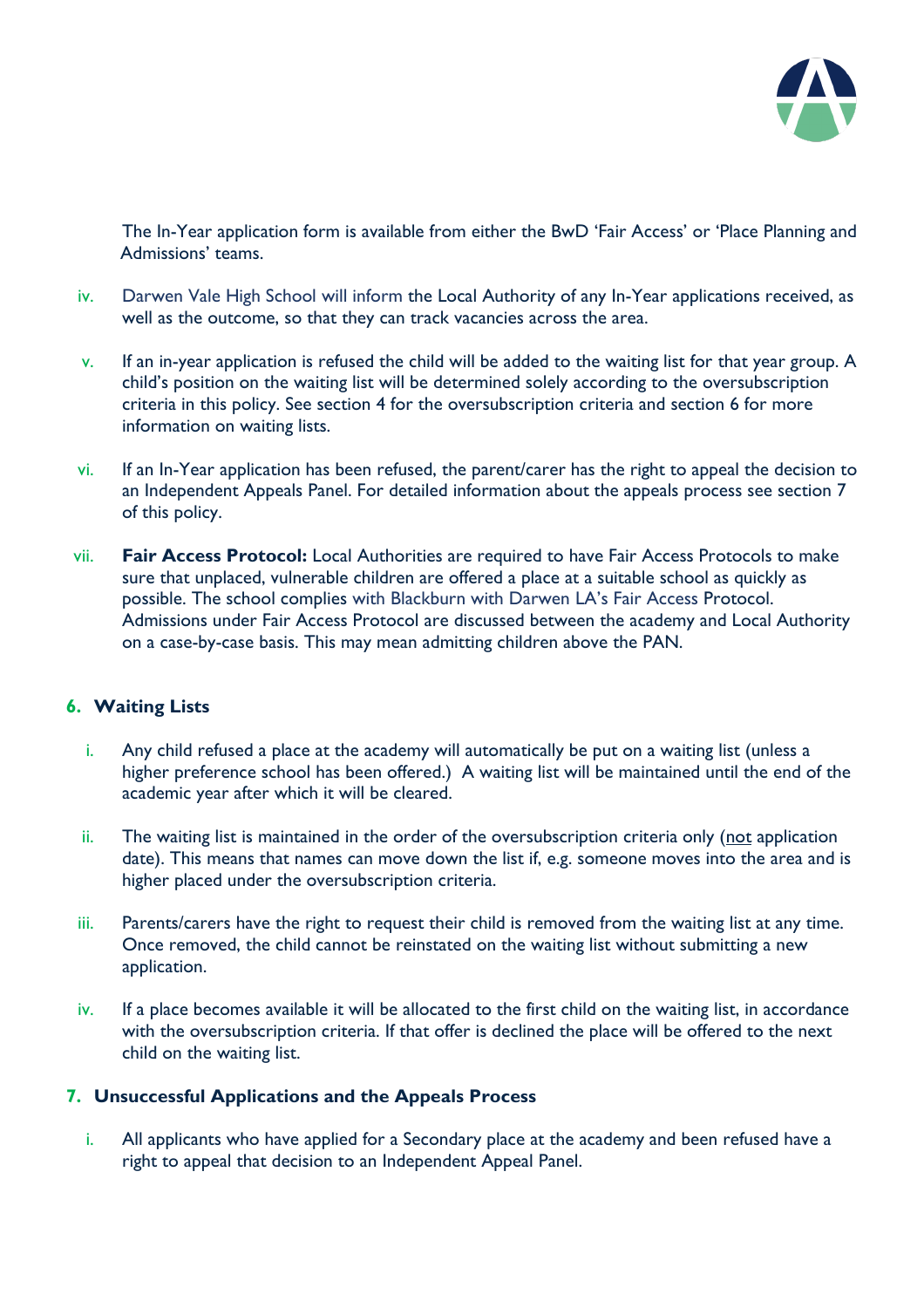The In-Year application form is available from either the BwD 'Fair Access' or 'Place Planning and Admissions' teams.

iv. Darwen Vale High School will inform the Local Authority of any In-Year applications received, as well as the outcome, so that they can track vacancies across the area.

v. If an in-year application is refused the child will be added to the waiting list for that year group. A child's position on the waiting list will be determined solely according to the oversubscription criteria in this policy. See section 4 for the oversubscription criteria and section 6 for more information on waiting lists.

vi. If an In-Year application has been refused, the parent/carer has the right to appeal the decision to an Independent Appeals Panel. For detailed information about the appeals process see section 7 of this policy.

vii. **Fair Access Protocol:** Local Authorities are required to have Fair Access Protocols to make sure that unplaced, vulnerable children are offered a place at a suitable school as quickly as possible. The school complies with Blackburn with Darwen LA's Fair Access Protocol. Admissions under Fair Access Protocol are discussed between the academy and Local Authority on a case-by-case basis. This may mean admitting children above the PAN.

## 6. Waiting Lists

i. Any child refused a place at the academy will automatically be put on a waiting list (unless a higher preference school has been offered.) A waiting list will be maintained until the end of the academic year after which it will be cleared.

ii. The waiting list is maintained in the order of the oversubscription criteria only (<u>not</u> application date). This means that names can move down the list if, e.g. someone moves into the area and is higher placed under the oversubscription criteria.

iii. Parents/carers have the right to request their child is removed from the waiting list at any time. Once removed, the child cannot be reinstated on the waiting list without submitting a new application.

iv. If a place becomes available it will be allocated to the first child on the waiting list, in accordance with the oversubscription criteria. If that offer is declined the place will be offered to the next child on the waiting list.

## 7. Unsuccessful Applications and the Appeals Process

i. All applicants who have applied for a Secondary place at the academy and been refused have a right to appeal that decision to an Independent Appeal Panel.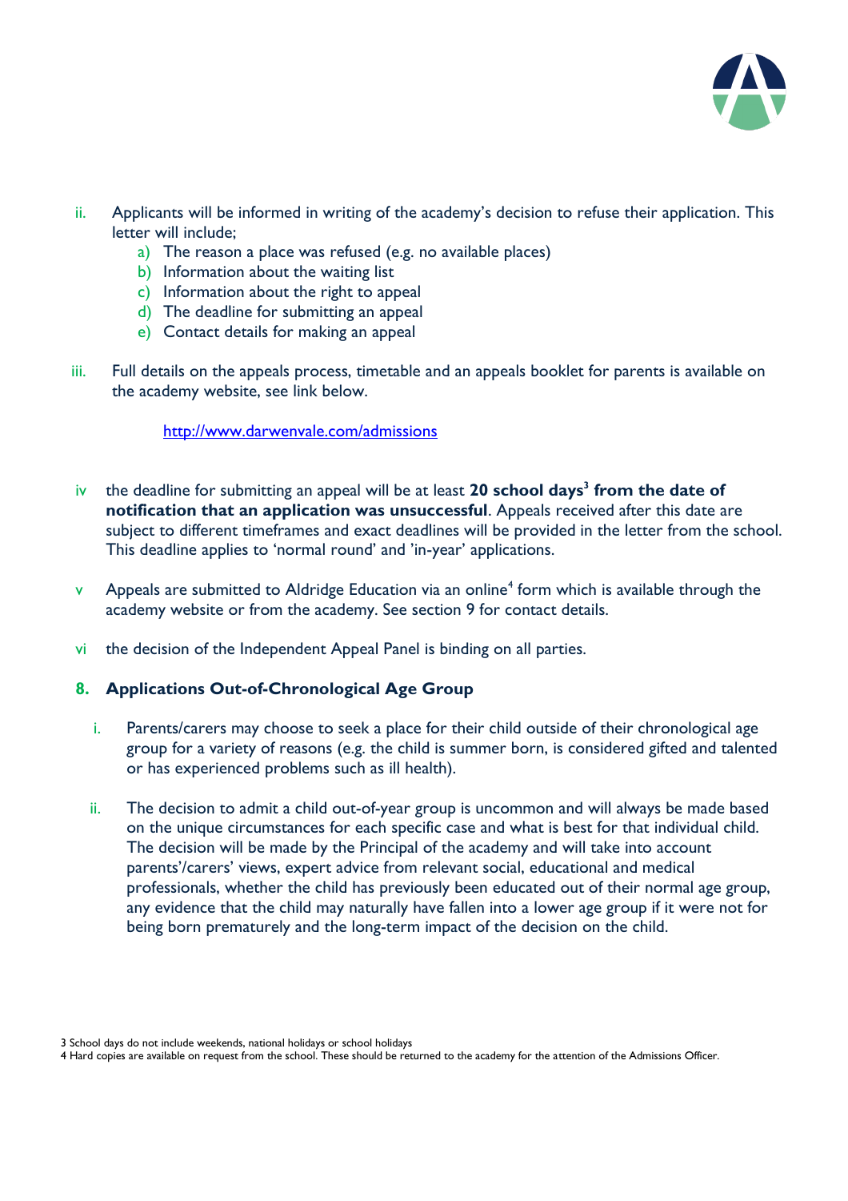ii. Applicants will be informed in writing of the academy's decision to refuse their application. This letter will include;
   a) The reason a place was refused (e.g. no available places)
   b) Information about the waiting list
   c) Information about the right to appeal
   d) The deadline for submitting an appeal
   e) Contact details for making an appeal

iii. Full details on the appeals process, timetable and an appeals booklet for parents is available on the academy website, see link below.

   http://www.darwenvale.com/admissions

iv the deadline for submitting an appeal will be at least **20 school days[3] from the date of notification that an application was unsuccessful**. Appeals received after this date are subject to different timeframes and exact deadlines will be provided in the letter from the school. This deadline applies to 'normal round' and 'in-year' applications.

v Appeals are submitted to Aldridge Education via an online[4] form which is available through the academy website or from the academy. See section 9 for contact details.

vi the decision of the Independent Appeal Panel is binding on all parties.

## 8. Applications Out-of-Chronological Age Group

i. Parents/carers may choose to seek a place for their child outside of their chronological age group for a variety of reasons (e.g. the child is summer born, is considered gifted and talented or has experienced problems such as ill health).

ii. The decision to admit a child out-of-year group is uncommon and will always be made based on the unique circumstances for each specific case and what is best for that individual child. The decision will be made by the Principal of the academy and will take into account parents'/carers' views, expert advice from relevant social, educational and medical professionals, whether the child has previously been educated out of their normal age group, any evidence that the child may naturally have fallen into a lower age group if it were not for being born prematurely and the long-term impact of the decision on the child.

3 School days do not include weekends, national holidays or school holidays

4 Hard copies are available on request from the school. These should be returned to the academy for the attention of the Admissions Officer.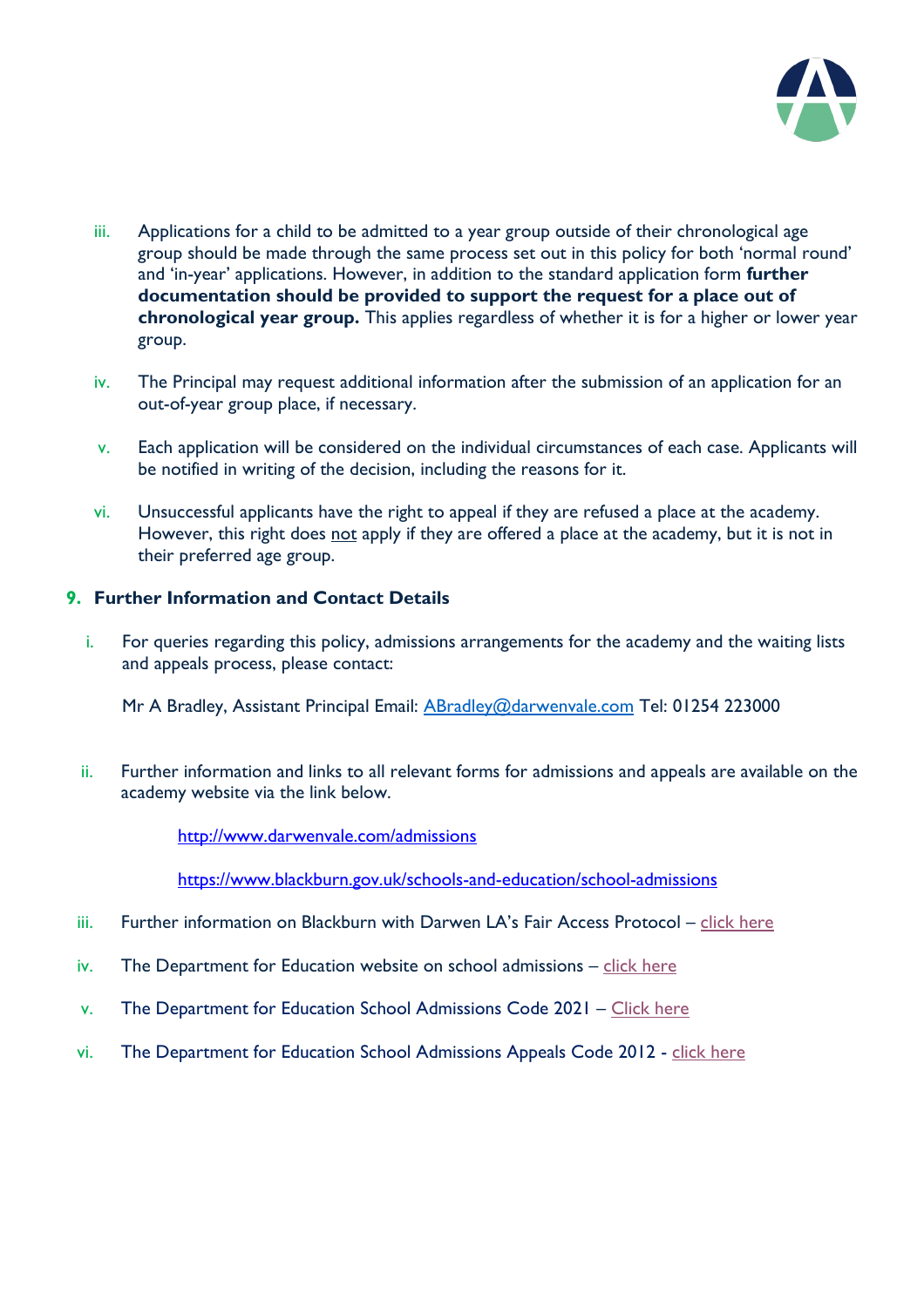iii. Applications for a child to be admitted to a year group outside of their chronological age group should be made through the same process set out in this policy for both 'normal round' and 'in-year' applications. However, in addition to the standard application form **further documentation should be provided to support the request for a place out of chronological year group.** This applies regardless of whether it is for a higher or lower year group.

iv. The Principal may request additional information after the submission of an application for an out-of-year group place, if necessary.

v. Each application will be considered on the individual circumstances of each case. Applicants will be notified in writing of the decision, including the reasons for it.

vi. Unsuccessful applicants have the right to appeal if they are refused a place at the academy. However, this right does not apply if they are offered a place at the academy, but it is not in their preferred age group.

## 9. Further Information and Contact Details

i. For queries regarding this policy, admissions arrangements for the academy and the waiting lists and appeals process, please contact:

   Mr A Bradley, Assistant Principal Email: ABradley@darwenvale.com Tel: 01254 223000

ii. Further information and links to all relevant forms for admissions and appeals are available on the academy website via the link below.

   http://www.darwenvale.com/admissions

   https://www.blackburn.gov.uk/schools-and-education/school-admissions

iii. Further information on Blackburn with Darwen LA's Fair Access Protocol – click here

iv. The Department for Education website on school admissions – click here

v. The Department for Education School Admissions Code 2021 – Click here

vi. The Department for Education School Admissions Appeals Code 2012 - click here